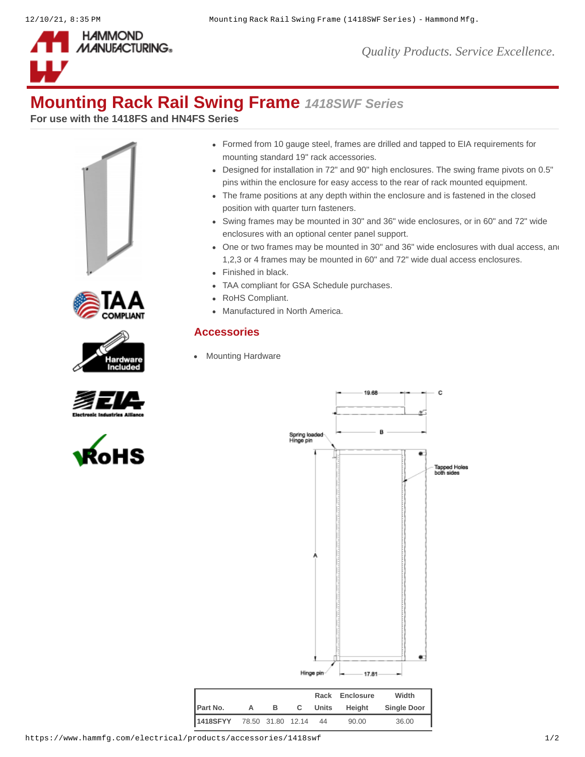# Mounting Rack Rail Swing Frame *1418SWF Series*

**For use with the 1418FS and HN4FS Series**

- Formed from 10 gauge steel, frames are drilled and tapped to EIA requirements for mounting standard 19" rack accessories.
- Designed for installation in 72" and 90" high enclosures. The swing frame pivots on 0.5" pins within the enclosure for easy access to the rear of rack mounted equipment.
- The frame positions at any depth within the enclosure and is fastened in the closed position with quarter turn fasteners.
- Swing frames may be mounted in 30" and 36" wide enclosures, or in 60" and 72" wide enclosures with an optional center panel support.
- One or two frames may be mounted in 30" and 36" wide enclosures with dual access, and 1,2,3 or 4 frames may be mounted in 60" and 72" wide dual access enclosures.
- Finished in black.
- TAA compliant for GSA Schedule purchases.
- RoHS Compliant.
- Manufactured in North America.

## Accessories

- Mounting Hardware

| Part No. | A | B | C | Rack Units | Enclosure Height | Width Single Door |
|---|---|---|---|---|---|---|
| 1418SFYY | 78.50 | 31.80 | 12.14 | 44 | 90.00 | 36.00 |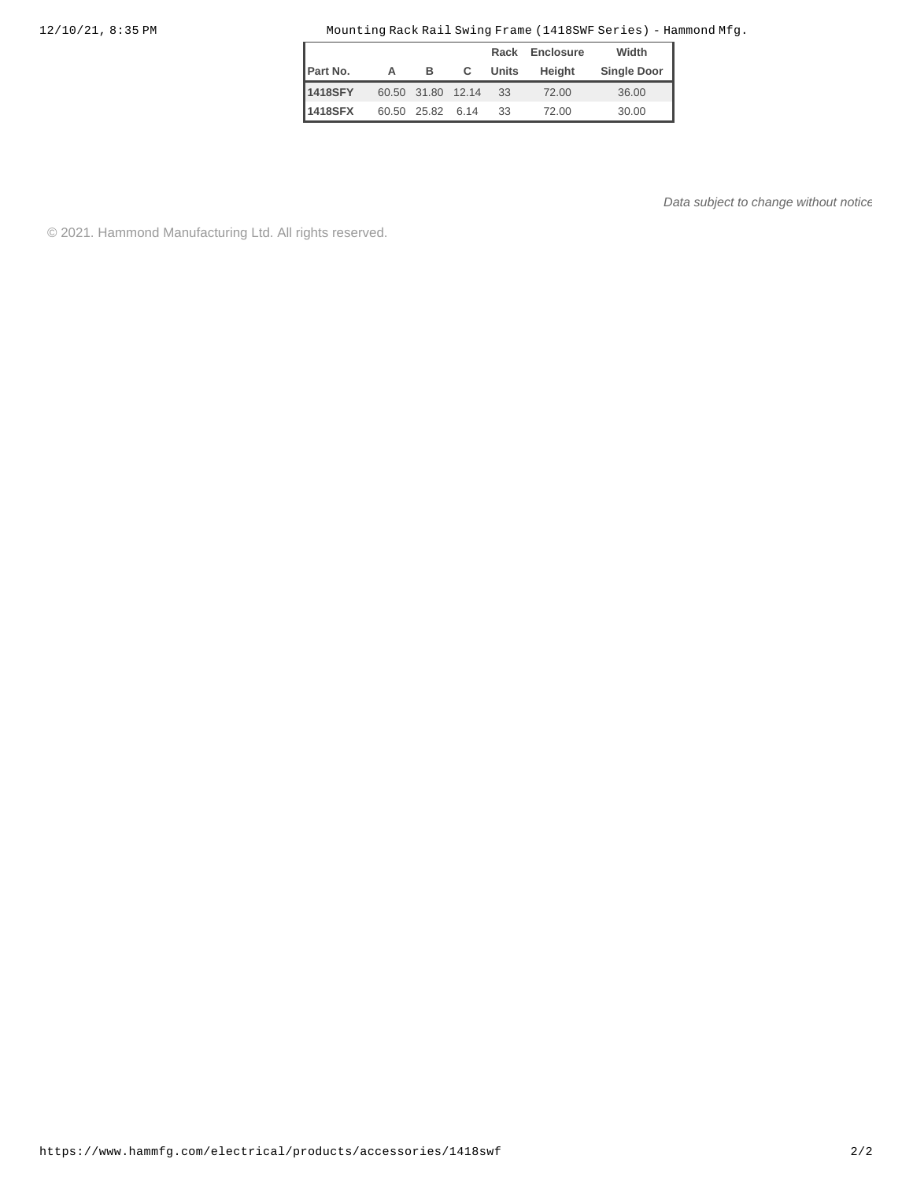| Part No. | A | B | C | Rack Units | Enclosure Height | Width Single Door |
|---|---|---|---|---|---|---|
| **1418SFY** | 60.50 | 31.80 | 12.14 | 33 | 72.00 | 36.00 |
| **1418SFX** | 60.50 | 25.82 | 6.14 | 33 | 72.00 | 30.00 |

*Data subject to change without notice*

© 2021. Hammond Manufacturing Ltd. All rights reserved.